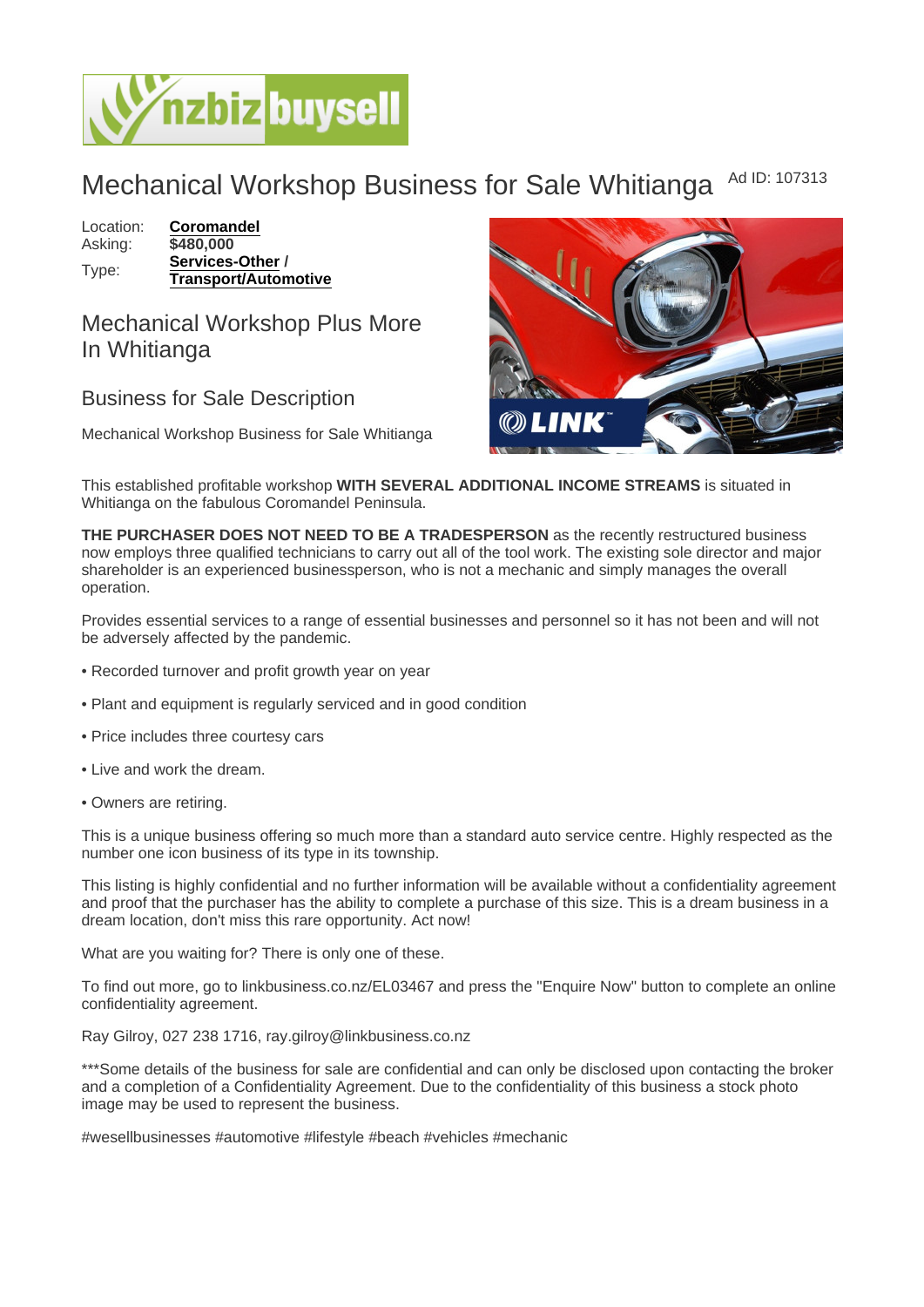# Mechanical Workshop Business for Sale Whitianga

Ad ID: 107313

Location: **Coromandel**
Asking: **$480,000**
Type: **Services-Other / Transport/Automotive**

## Mechanical Workshop Plus More In Whitianga

## Business for Sale Description

Mechanical Workshop Business for Sale Whitianga

This established profitable workshop **WITH SEVERAL ADDITIONAL INCOME STREAMS** is situated in Whitianga on the fabulous Coromandel Peninsula.

**THE PURCHASER DOES NOT NEED TO BE A TRADESPERSON** as the recently restructured business now employs three qualified technicians to carry out all of the tool work. The existing sole director and major shareholder is an experienced businessperson, who is not a mechanic and simply manages the overall operation.

Provides essential services to a range of essential businesses and personnel so it has not been and will not be adversely affected by the pandemic.

- Recorded turnover and profit growth year on year
- Plant and equipment is regularly serviced and in good condition
- Price includes three courtesy cars
- Live and work the dream.
- Owners are retiring.

This is a unique business offering so much more than a standard auto service centre. Highly respected as the number one icon business of its type in its township.

This listing is highly confidential and no further information will be available without a confidentiality agreement and proof that the purchaser has the ability to complete a purchase of this size. This is a dream business in a dream location, don't miss this rare opportunity. Act now!

What are you waiting for? There is only one of these.

To find out more, go to linkbusiness.co.nz/EL03467 and press the "Enquire Now" button to complete an online confidentiality agreement.

Ray Gilroy, 027 238 1716, ray.gilroy@linkbusiness.co.nz

***Some details of the business for sale are confidential and can only be disclosed upon contacting the broker and a completion of a Confidentiality Agreement. Due to the confidentiality of this business a stock photo image may be used to represent the business.

#wesellbusinesses #automotive #lifestyle #beach #vehicles #mechanic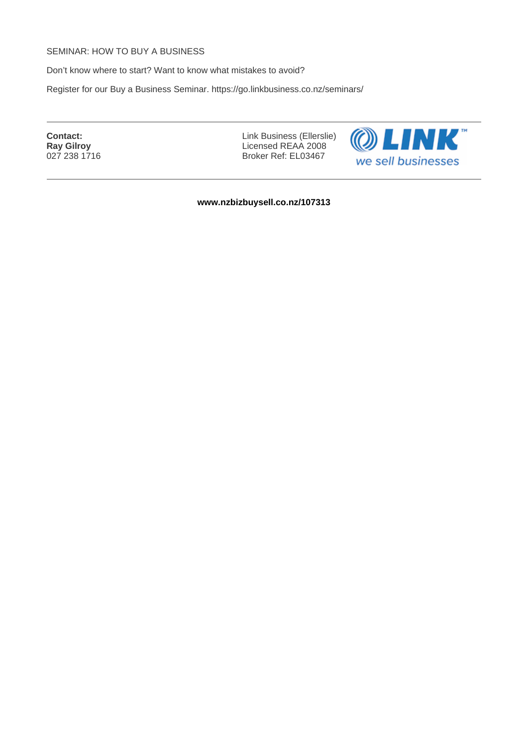SEMINAR: HOW TO BUY A BUSINESS

Don't know where to start? Want to know what mistakes to avoid?

Register for our Buy a Business Seminar. https://go.linkbusiness.co.nz/seminars/

---

**Contact:**
**Ray Gilroy**
027 238 1716

Link Business (Ellerslie)
Licensed REAA 2008
Broker Ref: EL03467

LINK™
we sell businesses

---

**www.nzbizbuysell.co.nz/107313**